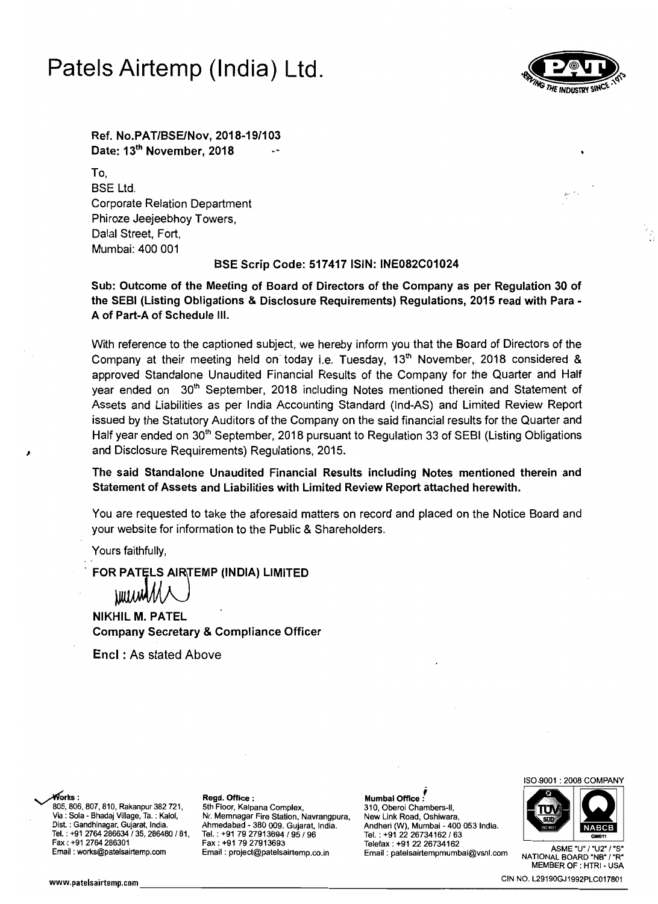# Patels Airtemp (India) Ltd.

**Ref. No.PAT/BSE/Nov, 2018-19/103**
**Date: 13th November, 2018**

To,
BSE Ltd.
Corporate Relation Department
Phiroze Jeejeebhoy Towers,
Dalal Street, Fort,
Mumbai: 400 001

**BSE Scrip Code: 517417 ISIN: INE082C01024**

**Sub: Outcome of the Meeting of Board of Directors of the Company as per Regulation 30 of the SEBI (Listing Obligations & Disclosure Requirements) Regulations, 2015 read with Para - A of Part-A of Schedule III.**

With reference to the captioned subject, we hereby inform you that the Board of Directors of the Company at their meeting held on today i.e. Tuesday, 13th November, 2018 considered & approved Standalone Unaudited Financial Results of the Company for the Quarter and Half year ended on 30th September, 2018 including Notes mentioned therein and Statement of Assets and Liabilities as per India Accounting Standard (Ind-AS) and Limited Review Report issued by the Statutory Auditors of the Company on the said financial results for the Quarter and Half year ended on 30th September, 2018 pursuant to Regulation 33 of SEBI (Listing Obligations and Disclosure Requirements) Regulations, 2015.

**The said Standalone Unaudited Financial Results including Notes mentioned therein and Statement of Assets and Liabilities with Limited Review Report attached herewith.**

You are requested to take the aforesaid matters on record and placed on the Notice Board and your website for information to the Public & Shareholders.

Yours faithfully,

**FOR PATELS AIRTEMP (INDIA) LIMITED**

**NIKHIL M. PATEL**
**Company Secretary & Compliance Officer**

**Encl : As stated Above**

**Works :** 805, 806, 807, 810, Rakanpur 382 721, Via : Sola - Bhadaj Village, Ta. : Kalol, Dist. : Gandhinagar, Gujarat, India. Tel. : +91 2764 286634 / 35, 286480 / 81, Fax : +91 2764 286301 Email : works@patelsairtemp.com

**Regd. Office :** 5th Floor, Kalpana Complex, Nr. Memnagar Fire Station, Navrangpura, Ahmedabad - 380 009. Gujarat, India. Tel. : +91 79 27913694 / 95 / 96 Fax : +91 79 27913693 Email : project@patelsairtemp.co.in

**Mumbai Office :** 310, Oberoi Chambers-II, New Link Road, Oshiwara, Andheri (W), Mumbai - 400 053 India. Tel. : +91 22 26734162 / 63 Telefax : +91 22 26734162 Email : patelsairtempmumbai@vsnl.com

ISO 9001 : 2008 COMPANY
ASME "U" / "U2" / "S" NATIONAL BOARD "NB" / "R" MEMBER OF : HTRI - USA

www.patelsairtemp.com
CIN NO. L29190GJ1992PLC017801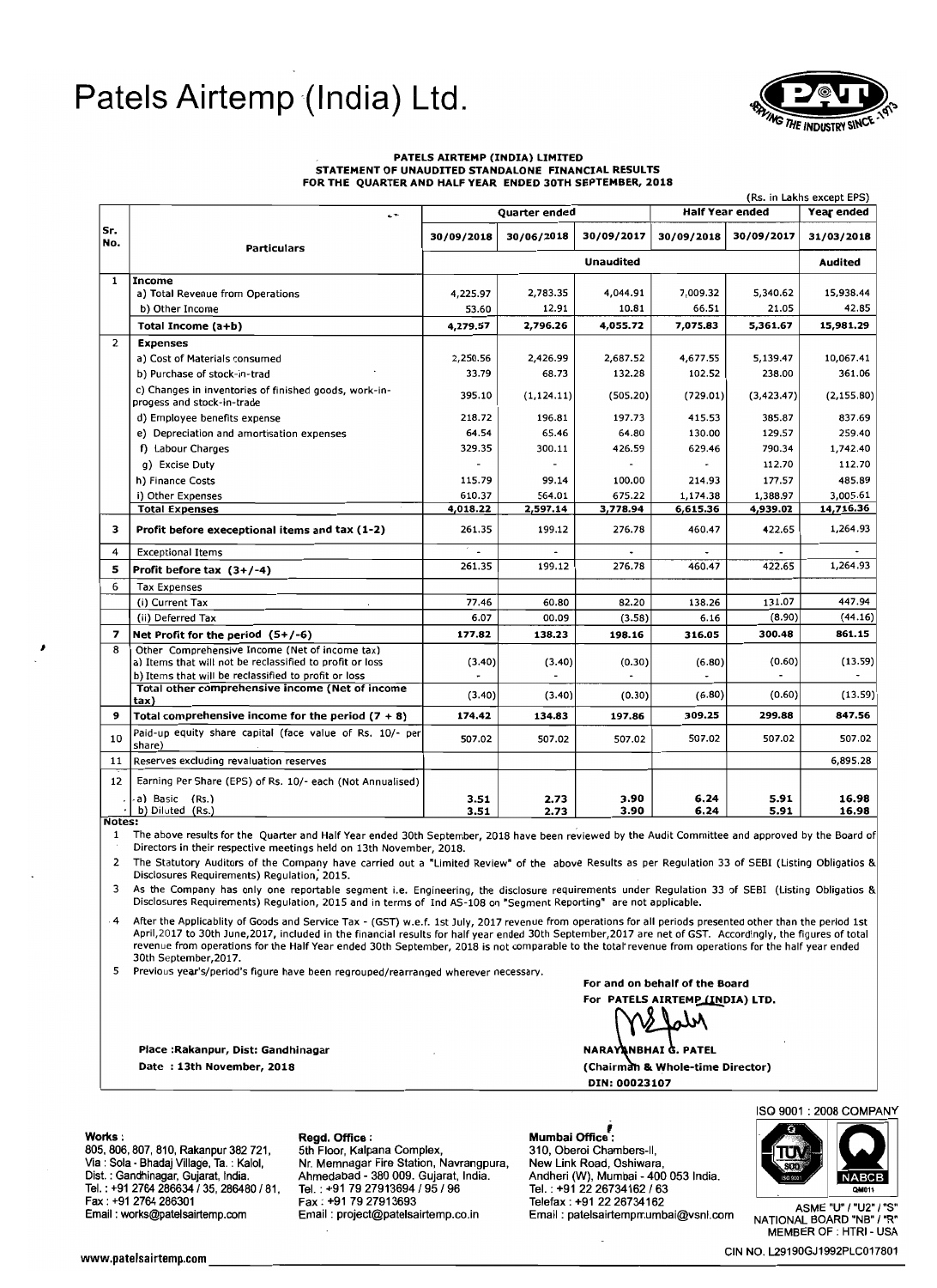# Patels Airtemp (India) Ltd.

**PATELS AIRTEMP (INDIA) LIMITED**
**STATEMENT OF UNAUDITED STANDALONE FINANCIAL RESULTS**
**FOR THE QUARTER AND HALF YEAR ENDED 30TH SEPTEMBER, 2018**

(Rs. in Lakhs except EPS)

| Sr. No. | Particulars | Quarter ended | | | Half Year ended | | Year ended |
|---|---|---|---|---|---|---|---|
| | | 30/09/2018 | 30/06/2018 | 30/09/2017 | 30/09/2018 | 30/09/2017 | 31/03/2018 |
| | | Unaudited | | | | | Audited |
| 1 | **Income** | | | | | | |
| | a) Total Revenue from Operations | 4,225.97 | 2,783.35 | 4,044.91 | 7,009.32 | 5,340.62 | 15,938.44 |
| | b) Other Income | 53.60 | 12.91 | 10.81 | 66.51 | 21.05 | 42.85 |
| | **Total Income (a+b)** | **4,279.57** | **2,796.26** | **4,055.72** | **7,075.83** | **5,361.67** | **15,981.29** |
| 2 | **Expenses** | | | | | | |
| | a) Cost of Materials consumed | 2,250.56 | 2,426.99 | 2,687.52 | 4,677.55 | 5,139.47 | 10,067.41 |
| | b) Purchase of stock-in-trad | 33.79 | 68.73 | 132.28 | 102.52 | 238.00 | 361.06 |
| | c) Changes in inventories of finished goods, work-in-progess and stock-in-trade | 395.10 | (1,124.11) | (505.20) | (729.01) | (3,423.47) | (2,155.80) |
| | d) Employee benefits expense | 218.72 | 196.81 | 197.73 | 415.53 | 385.87 | 837.69 |
| | e) Depreciation and amortisation expenses | 64.54 | 65.46 | 64.80 | 130.00 | 129.57 | 259.40 |
| | f) Labour Charges | 329.35 | 300.11 | 426.59 | 629.46 | 790.34 | 1,742.40 |
| | g) Excise Duty | - | - | - | - | 112.70 | 112.70 |
| | h) Finance Costs | 115.79 | 99.14 | 100.00 | 214.93 | 177.57 | 485.89 |
| | i) Other Expenses | 610.37 | 564.01 | 675.22 | 1,174.38 | 1,388.97 | 3,005.61 |
| | **Total Expenses** | **4,018.22** | **2,597.14** | **3,778.94** | **6,615.36** | **4,939.02** | **14,716.36** |
| 3 | **Profit before execeptional items and tax (1-2)** | 261.35 | 199.12 | 276.78 | 460.47 | 422.65 | 1,264.93 |
| 4 | Exceptional Items | - | - | - | - | - | - |
| 5 | **Profit before tax (3+/-4)** | 261.35 | 199.12 | 276.78 | 460.47 | 422.65 | 1,264.93 |
| 6 | Tax Expenses | | | | | | |
| | (i) Current Tax | 77.46 | 60.80 | 82.20 | 138.26 | 131.07 | 447.94 |
| | (ii) Deferred Tax | 6.07 | 00.09 | (3.58) | 6.16 | (8.90) | (44.16) |
| 7 | **Net Profit for the period (5+/-6)** | **177.82** | **138.23** | **198.16** | **316.05** | **300.48** | **861.15** |
| 8 | Other Comprehensive Income (Net of income tax) | | | | | | |
| | a) Items that will not be reclassified to profit or loss | (3.40) | (3.40) | (0.30) | (6.80) | (0.60) | (13.59) |
| | b) Items that will be reclassified to profit or loss | - | - | - | - | - | - |
| | **Total other comprehensive income (Net of income tax)** | (3.40) | (3.40) | (0.30) | (6.80) | (0.60) | (13.59) |
| 9 | **Total comprehensive income for the period (7 + 8)** | 174.42 | 134.83 | 197.86 | 309.25 | 299.88 | 847.56 |
| 10 | Paid-up equity share capital (face value of Rs. 10/- per share) | 507.02 | 507.02 | 507.02 | 507.02 | 507.02 | 507.02 |
| 11 | Reserves excluding revaluation reserves | | | | | | 6,895.28 |
| 12 | Earning Per Share (EPS) of Rs. 10/- each (Not Annualised) | | | | | | |
| | a) Basic (Rs.) | **3.51** | **2.73** | **3.90** | **6.24** | **5.91** | **16.98** |
| | b) Diluted (Rs.) | **3.51** | **2.73** | **3.90** | **6.24** | **5.91** | **16.98** |

**Notes:**

1. The above results for the Quarter and Half Year ended 30th September, 2018 have been reviewed by the Audit Committee and approved by the Board of Directors in their respective meetings held on 13th November, 2018.
2. The Statutory Auditors of the Company have carried out a "Limited Review" of the above Results as per Regulation 33 of SEBI (Listing Obligatios & Disclosures Requirements) Regulation, 2015.
3. As the Company has only one reportable segment i.e. Engineering, the disclosure requirements under Regulation 33 of SEBI (Listing Obligatios & Disclosures Requirements) Regulation, 2015 and in terms of Ind AS-108 on "Segment Reporting" are not applicable.
4. After the Applicablity of Goods and Service Tax - (GST) w.e.f. 1st July, 2017 revenue from operations for all periods presented other than the period 1st April,2017 to 30th June,2017, included in the financial results for half year ended 30th September,2017 are net of GST. Accordingly, the figures of total revenue from operations for the Half Year ended 30th September, 2018 is not comparable to the total revenue from operations for the half year ended 30th September,2017.
5. Previous year's/period's figure have been regrouped/rearranged wherever necessary.

For and on behalf of the Board
For PATELS AIRTEMP (INDIA) LTD.

NARAYANBHAI G. PATEL
(Chairman & Whole-time Director)
DIN: 00023107

Place :Rakanpur, Dist: Gandhinagar
Date : 13th November, 2018

**Works :**
805, 806, 807, 810, Rakanpur 382 721,
Via : Sola - Bhadaj Village, Ta. : Kalol,
Dist.: Gandhinagar, Gujarat, India.
Tel.: +91 2764 286634 / 35, 286480 / 81,
Fax : +91 2764 286301
Email : works@patelsairtemp.com

**Regd. Office :**
5th Floor, Kalpana Complex,
Nr. Memnagar Fire Station, Navrangpura,
Ahmedabad - 380 009. Gujarat, India.
Tel.: +91 79 27913694 / 95 / 96
Fax : +91 79 27913693
Email : project@patelsairtemp.co.in

**Mumbai Office :**
310, Oberoi Chambers-II,
New Link Road, Oshiwara,
Andheri (W), Mumbai - 400 053 India.
Tel.: +91 22 26734162 / 63
Telefax : +91 22 26734162
Email : patelsairtempmumbai@vsnl.com

ISO 9001 : 2008 COMPANY
ASME "U" / "U2" / "S"
NATIONAL BOARD "NB" / "R"
MEMBER OF : HTRI - USA

www.patelsairtemp.com

CIN NO. L29190GJ1992PLC017801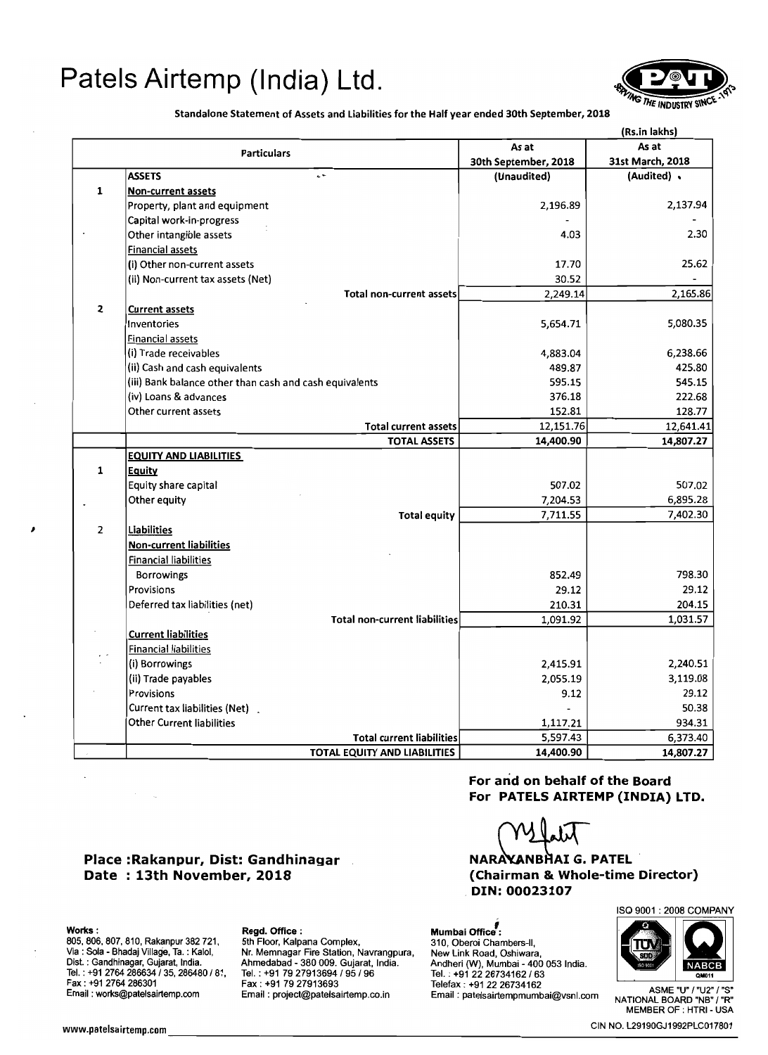# Patels Airtemp (India) Ltd.

**Standalone Statement of Assets and Liabilities for the Half year ended 30th September, 2018**

(Rs.in lakhs)

| | Particulars | As at 30th September, 2018 | As at 31st March, 2018 |
|---|---|---|---|
| | **ASSETS** | **(Unaudited)** | **(Audited)** |
| **1** | **Non-current assets** | | |
| | Property, plant and equipment | 2,196.89 | 2,137.94 |
| | Capital work-in-progress | - | - |
| | Other intangible assets | 4.03 | 2.30 |
| | Financial assets | | |
| | (i) Other non-current assets | 17.70 | 25.62 |
| | (ii) Non-current tax assets (Net) | 30.52 | - |
| | **Total non-current assets** | 2,249.14 | 2,165.86 |
| **2** | **Current assets** | | |
| | Inventories | 5,654.71 | 5,080.35 |
| | Financial assets | | |
| | (i) Trade receivables | 4,883.04 | 6,238.66 |
| | (ii) Cash and cash equivalents | 489.87 | 425.80 |
| | (iii) Bank balance other than cash and cash equivalents | 595.15 | 545.15 |
| | (iv) Loans & advances | 376.18 | 222.68 |
| | Other current assets | 152.81 | 128.77 |
| | **Total current assets** | 12,151.76 | 12,641.41 |
| | **TOTAL ASSETS** | **14,400.90** | **14,807.27** |
| | **EQUITY AND LIABILITIES** | | |
| **1** | **Equity** | | |
| | Equity share capital | 507.02 | 507.02 |
| | Other equity | 7,204.53 | 6,895.28 |
| | **Total equity** | 7,711.55 | 7,402.30 |
| 2 | **Liabilities** | | |
| | **Non-current liabilities** | | |
| | Financial liabilities | | |
| | Borrowings | 852.49 | 798.30 |
| | Provisions | 29.12 | 29.12 |
| | Deferred tax liabilities (net) | 210.31 | 204.15 |
| | **Total non-current liabilities** | 1,091.92 | 1,031.57 |
| | **Current liabilities** | | |
| | Financial liabilities | | |
| | (i) Borrowings | 2,415.91 | 2,240.51 |
| | (ii) Trade payables | 2,055.19 | 3,119.08 |
| | Provisions | 9.12 | 29.12 |
| | Current tax liabilities (Net) | - | 50.38 |
| | Other Current liabilities | 1,117.21 | 934.31 |
| | **Total current liabilities** | 5,597.43 | 6,373.40 |
| | **TOTAL EQUITY AND LIABILITIES** | **14,400.90** | **14,807.27** |

**Place :Rakanpur, Dist: Gandhinagar**
**Date : 13th November, 2018**

**For and on behalf of the Board**
**For PATELS AIRTEMP (INDIA) LTD.**

**NARAYANBHAI G. PATEL**
**(Chairman & Whole-time Director)**
**DIN: 00023107**

**Works :** 805, 806, 807, 810, Rakanpur 382 721, Via : Sola - Bhadaj Village, Ta. : Kalol, Dist. : Gandhinagar, Gujarat, India. Tel. : +91 2764 286634 / 35, 286480 / 81, Fax : +91 2764 286301 Email : works@patelsairtemp.com

**Regd. Office :** 5th Floor, Kalpana Complex, Nr. Memnagar Fire Station, Navrangpura, Ahmedabad - 380 009. Gujarat, India. Tel. : +91 79 27913694 / 95 / 96 Fax : +91 79 27913693 Email : project@patelsairtemp.co.in

**Mumbai Office :** 310, Oberoi Chambers-II, New Link Road, Oshiwara, Andheri (W), Mumbai - 400 053 India. Tel. : +91 22 26734162 / 63 Telefax : +91 22 26734162 Email : patelsairtempmumbai@vsnl.com

ISO 9001 : 2008 COMPANY

ASME "U" / "U2" / "S" NATIONAL BOARD "NB" / "R" MEMBER OF : HTRI - USA

www.patelsairtemp.com

CIN NO. L29190GJ1992PLC017801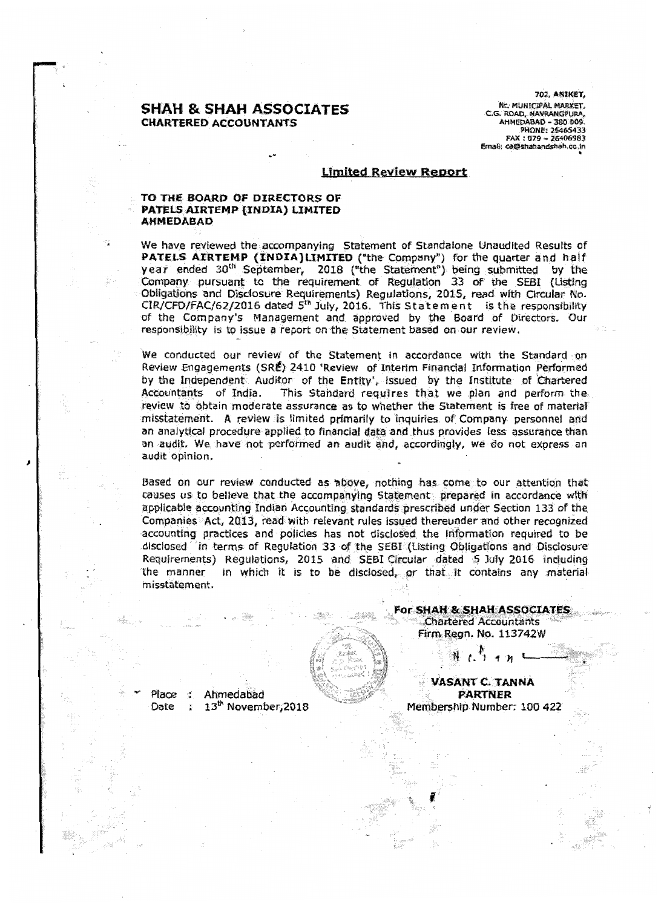# SHAH & SHAH ASSOCIATES

**CHARTERED ACCOUNTANTS**

702, ANIKET,
Nr. MUNICIPAL MARKET,
C.G. ROAD, NAVRANGPURA,
AHMEDABAD - 380 009.
PHONE: 26465433
FAX : 079 - 26406983
Email: ca@shahandshah.co.in

## Limited Review Report

**TO THE BOARD OF DIRECTORS OF**
**PATELS AIRTEMP (INDIA) LIMITED**
**AHMEDABAD**

We have reviewed the accompanying Statement of Standalone Unaudited Results of **PATELS AIRTEMP (INDIA)LIMITED** ("the Company") for the quarter and half year ended 30th September, 2018 ("the Statement") being submitted by the Company pursuant to the requirement of Regulation 33 of the SEBI (Listing Obligations and Disclosure Requirements) Regulations, 2015, read with Circular No. CIR/CFD/FAC/62/2016 dated 5th July, 2016. This Statement is the responsibility of the Company's Management and approved by the Board of Directors. Our responsibility is to issue a report on the Statement based on our review.

We conducted our review of the Statement in accordance with the Standard on Review Engagements (SRE) 2410 'Review of Interim Financial Information Performed by the Independent Auditor of the Entity', issued by the Institute of Chartered Accountants of India. This Standard requires that we plan and perform the review to obtain moderate assurance as to whether the Statement is free of material misstatement. A review is limited primarily to inquiries of Company personnel and an analytical procedure applied to financial data and thus provides less assurance than an audit. We have not performed an audit and, accordingly, we do not express an audit opinion.

Based on our review conducted as above, nothing has come to our attention that causes us to believe that the accompanying Statement prepared in accordance with applicable accounting Indian Accounting standards prescribed under Section 133 of the Companies Act, 2013, read with relevant rules issued thereunder and other recognized accounting practices and policies has not disclosed the information required to be disclosed in terms of Regulation 33 of the SEBI (Listing Obligations and Disclosure Requirements) Regulations, 2015 and SEBI Circular dated 5 July 2016 including the manner in which it is to be disclosed, or that it contains any material misstatement.

**For SHAH & SHAH ASSOCIATES**
Chartered Accountants
Firm Regn. No. 113742W

**VASANT C. TANNA**
**PARTNER**
Membership Number: 100 422

Place : Ahmedabad
Date : 13th November,2018